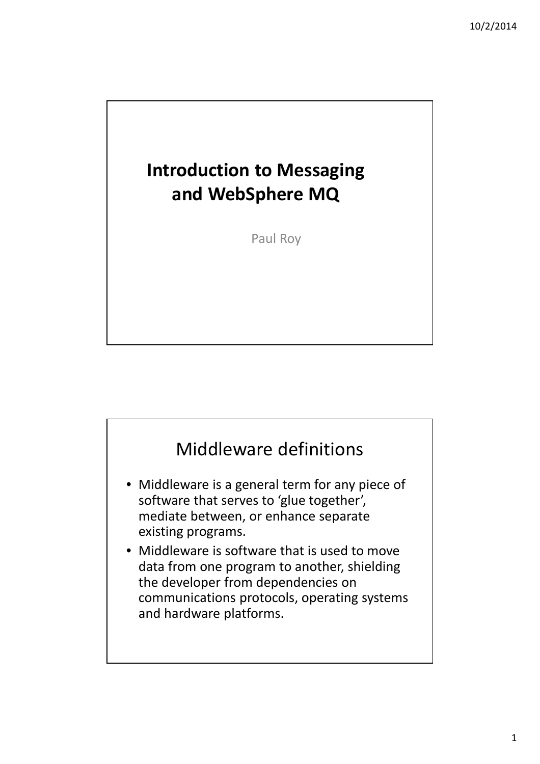# Introduction to Messaging and WebSphere MQ

Paul Roy

## Middleware definitions

- Middleware is a general term for any piece of software that serves to 'glue together', mediate between, or enhance separate existing programs.
- Middleware is software that is used to move data from one program to another, shielding the developer from dependencies on communications protocols, operating systems and hardware platforms.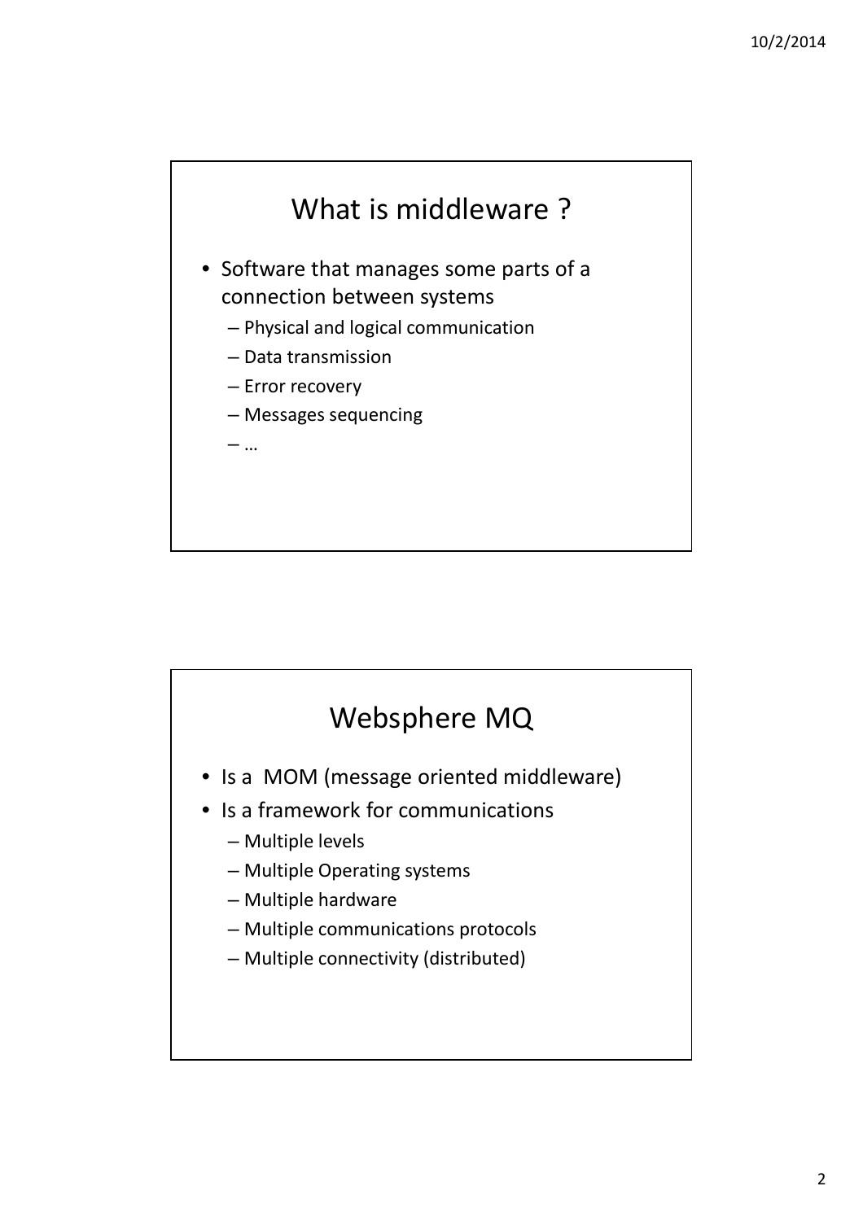## What is middleware ?

- Software that manages some parts of a connection between systems
  - Physical and logical communication
  - Data transmission
  - Error recovery
  - Messages sequencing
  - …

## Websphere MQ

- Is a MOM (message oriented middleware)
- Is a framework for communications
  - Multiple levels
  - Multiple Operating systems
  - Multiple hardware
  - Multiple communications protocols
  - Multiple connectivity (distributed)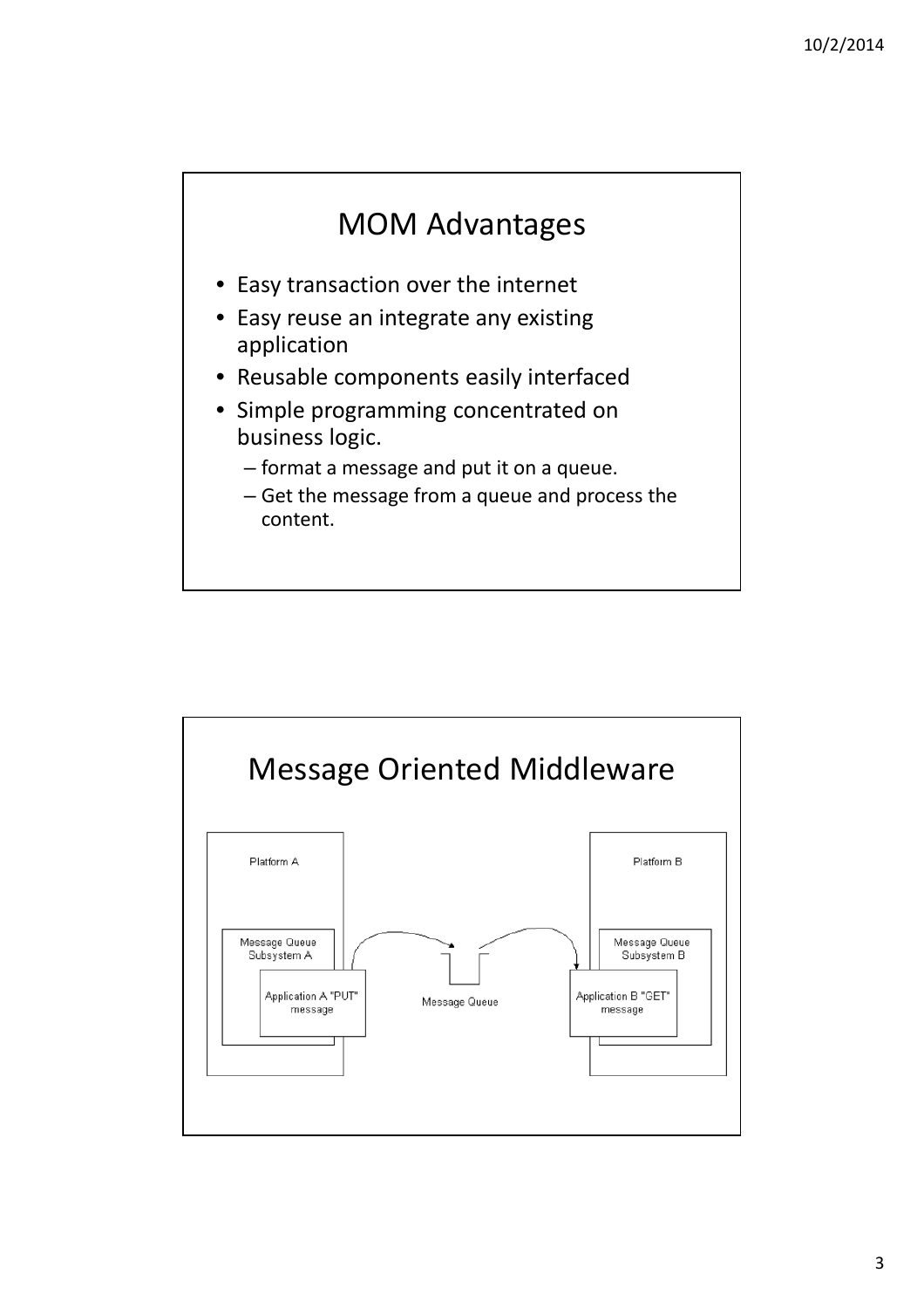# MOM Advantages

- Easy transaction over the internet
- Easy reuse an integrate any existing application
- Reusable components easily interfaced
- Simple programming concentrated on business logic.
  - format a message and put it on a queue.
  - Get the message from a queue and process the content.

# Message Oriented Middleware

Platform A

Message Queue Subsystem A

Application A "PUT" message

Message Queue

Platform B

Message Queue Subsystem B

Application B "GET" message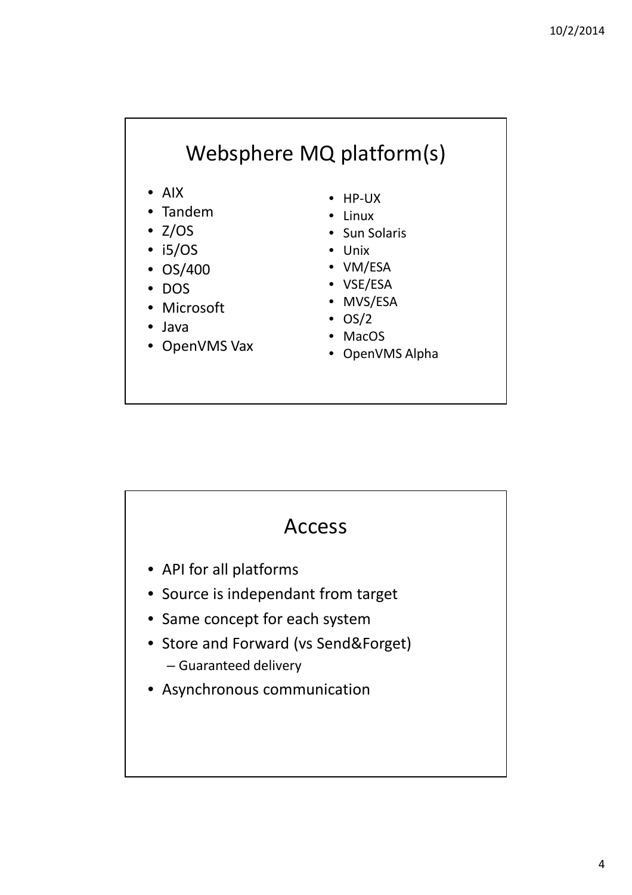## Websphere MQ platform(s)

- AIX
- Tandem
- Z/OS
- i5/OS
- OS/400
- DOS
- Microsoft
- Java
- OpenVMS Vax
- HP-UX
- Linux
- Sun Solaris
- Unix
- VM/ESA
- VSE/ESA
- MVS/ESA
- OS/2
- MacOS
- OpenVMS Alpha

## Access

- API for all platforms
- Source is independant from target
- Same concept for each system
- Store and Forward (vs Send&Forget)
  - Guaranteed delivery
- Asynchronous communication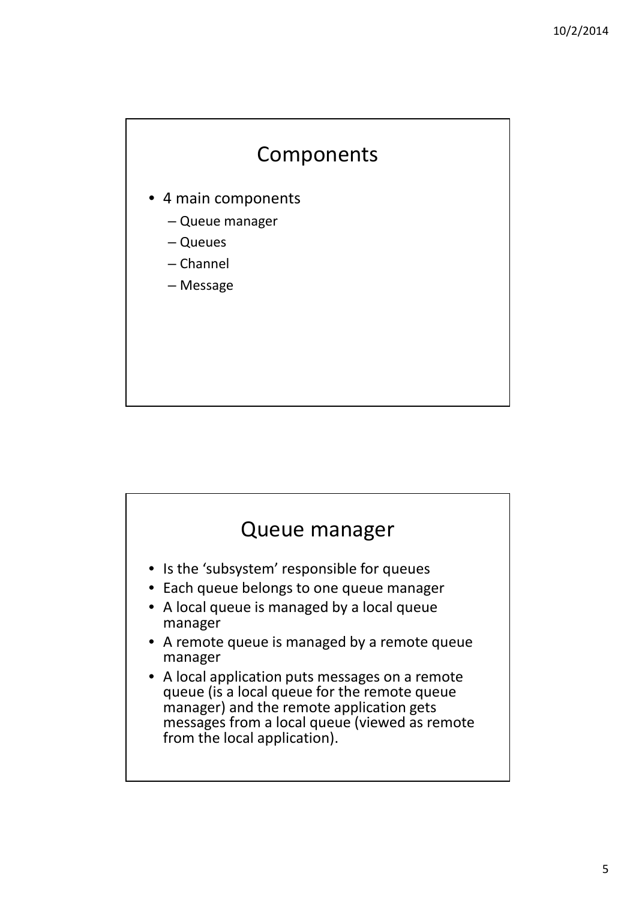## Components

- 4 main components
  - Queue manager
  - Queues
  - Channel
  - Message

## Queue manager

- Is the ‘subsystem’ responsible for queues
- Each queue belongs to one queue manager
- A local queue is managed by a local queue manager
- A remote queue is managed by a remote queue manager
- A local application puts messages on a remote queue (is a local queue for the remote queue manager) and the remote application gets messages from a local queue (viewed as remote from the local application).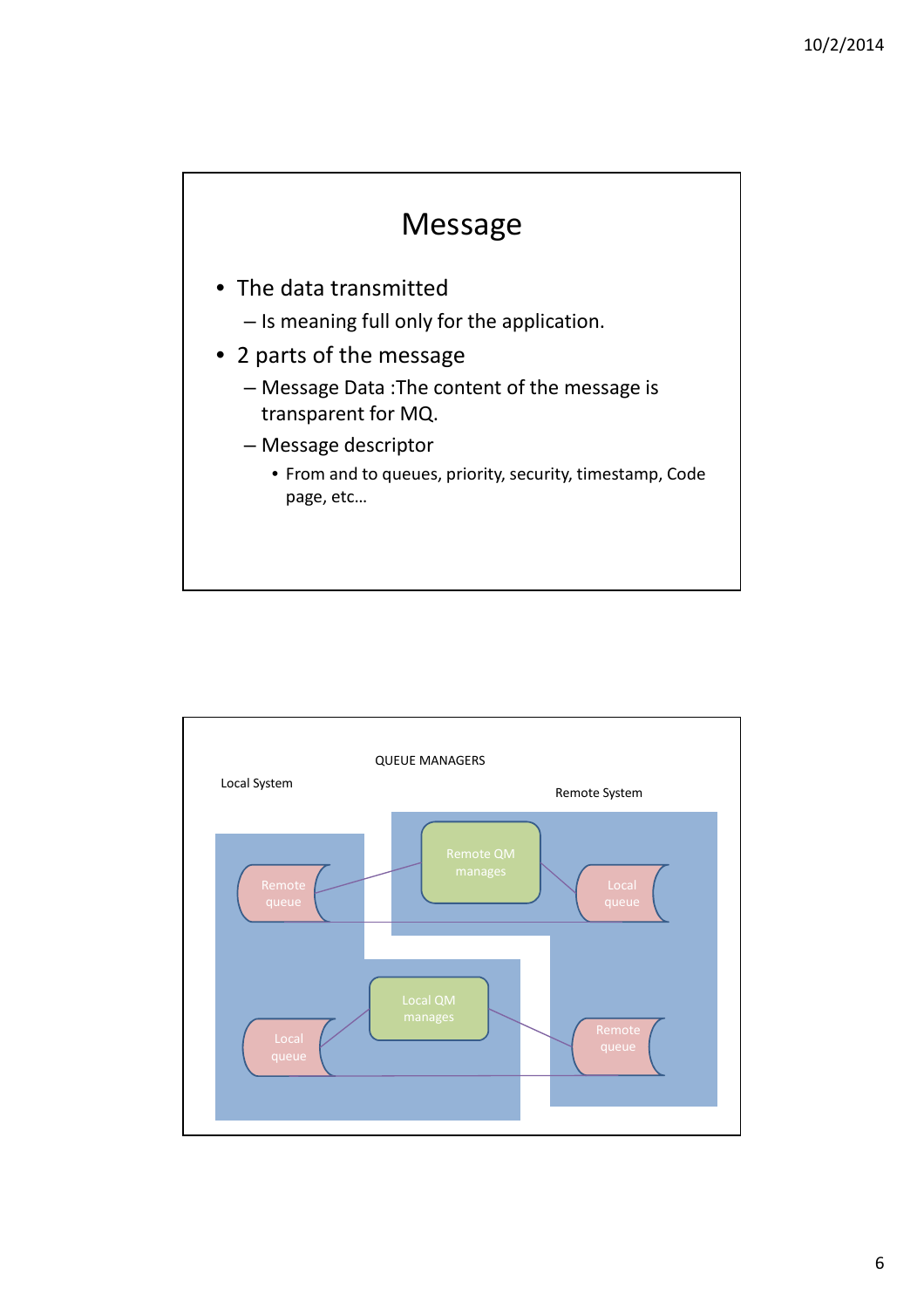# Message

- The data transmitted
  - Is meaning full only for the application.
- 2 parts of the message
  - Message Data :The content of the message is transparent for MQ.
  - Message descriptor
    - From and to queues, priority, security, timestamp, Code page, etc…

QUEUE MANAGERS

Local System

Remote System

Remote QM manages

Remote queue

Local queue

Local QM manages

Local queue

Remote queue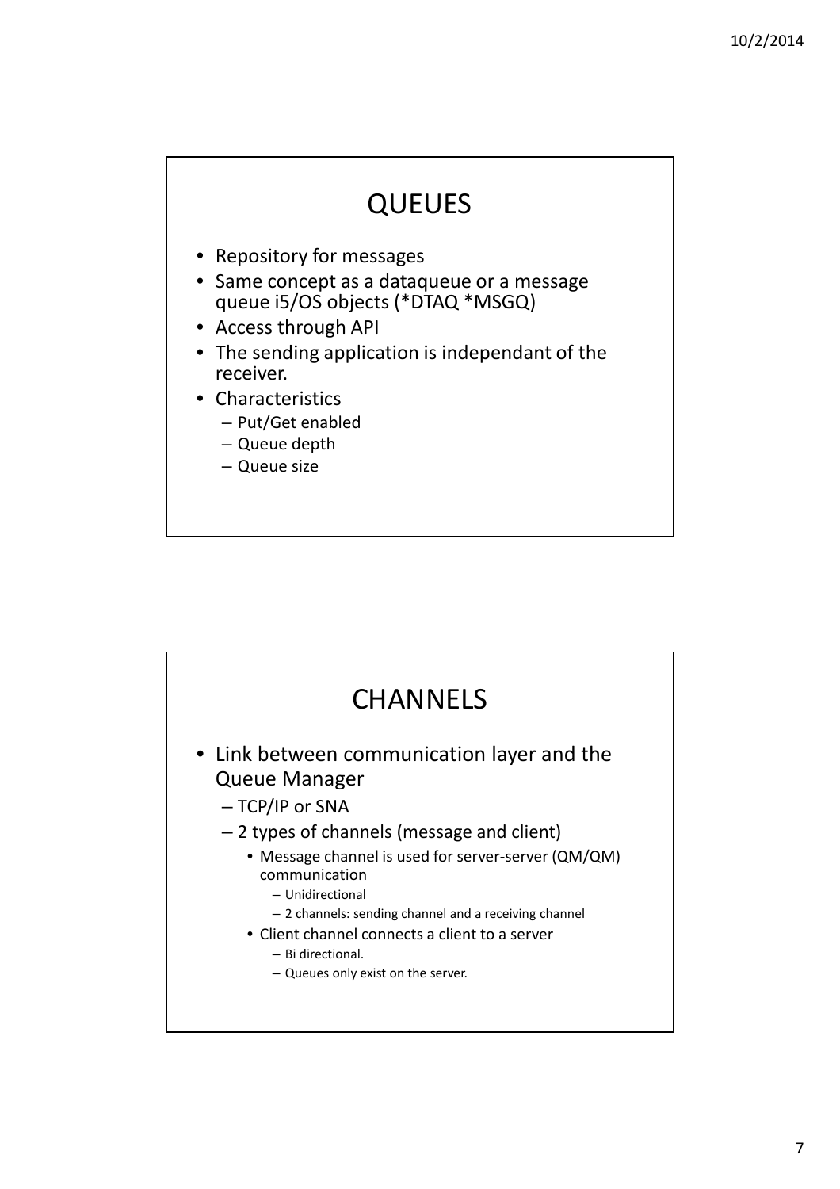# QUEUES

- Repository for messages
- Same concept as a dataqueue or a message queue i5/OS objects (*DTAQ *MSGQ)
- Access through API
- The sending application is independant of the receiver.
- Characteristics
  - Put/Get enabled
  - Queue depth
  - Queue size

# CHANNELS

- Link between communication layer and the Queue Manager
  - TCP/IP or SNA
  - 2 types of channels (message and client)
    - Message channel is used for server-server (QM/QM) communication
      - Unidirectional
      - 2 channels: sending channel and a receiving channel
    - Client channel connects a client to a server
      - Bi directional.
      - Queues only exist on the server.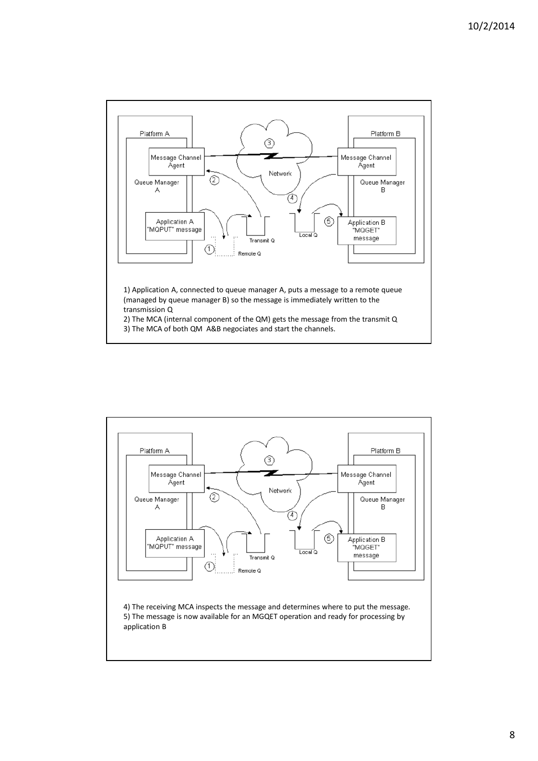Platform A

Message Channel Agent

Queue Manager A

Application A "MQPUT" message

Transmit Q

Remote Q

Network

Platform B

Message Channel Agent

Queue Manager B

Application B "MQGET" message

Local Q

1) Application A, connected to queue manager A, puts a message to a remote queue (managed by queue manager B) so the message is immediately written to the transmission Q

2) The MCA (internal component of the QM) gets the message from the transmit Q

3) The MCA of both QM A&B negociates and start the channels.

Platform A

Message Channel Agent

Queue Manager A

Application A "MQPUT" message

Transmit Q

Remote Q

Network

Platform B

Message Channel Agent

Queue Manager B

Application B "MQGET" message

Local Q

4) The receiving MCA inspects the message and determines where to put the message.

5) The message is now available for an MGQET operation and ready for processing by application B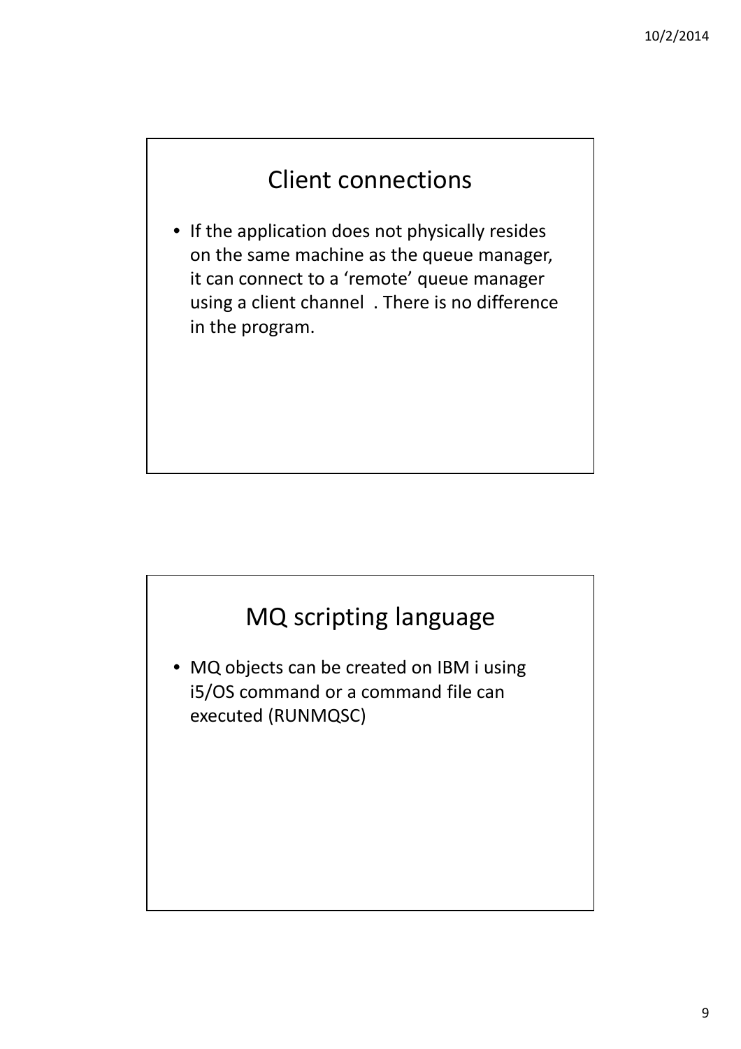## Client connections

- If the application does not physically resides on the same machine as the queue manager, it can connect to a 'remote' queue manager using a client channel . There is no difference in the program.

## MQ scripting language

- MQ objects can be created on IBM i using i5/OS command or a command file can executed (RUNMQSC)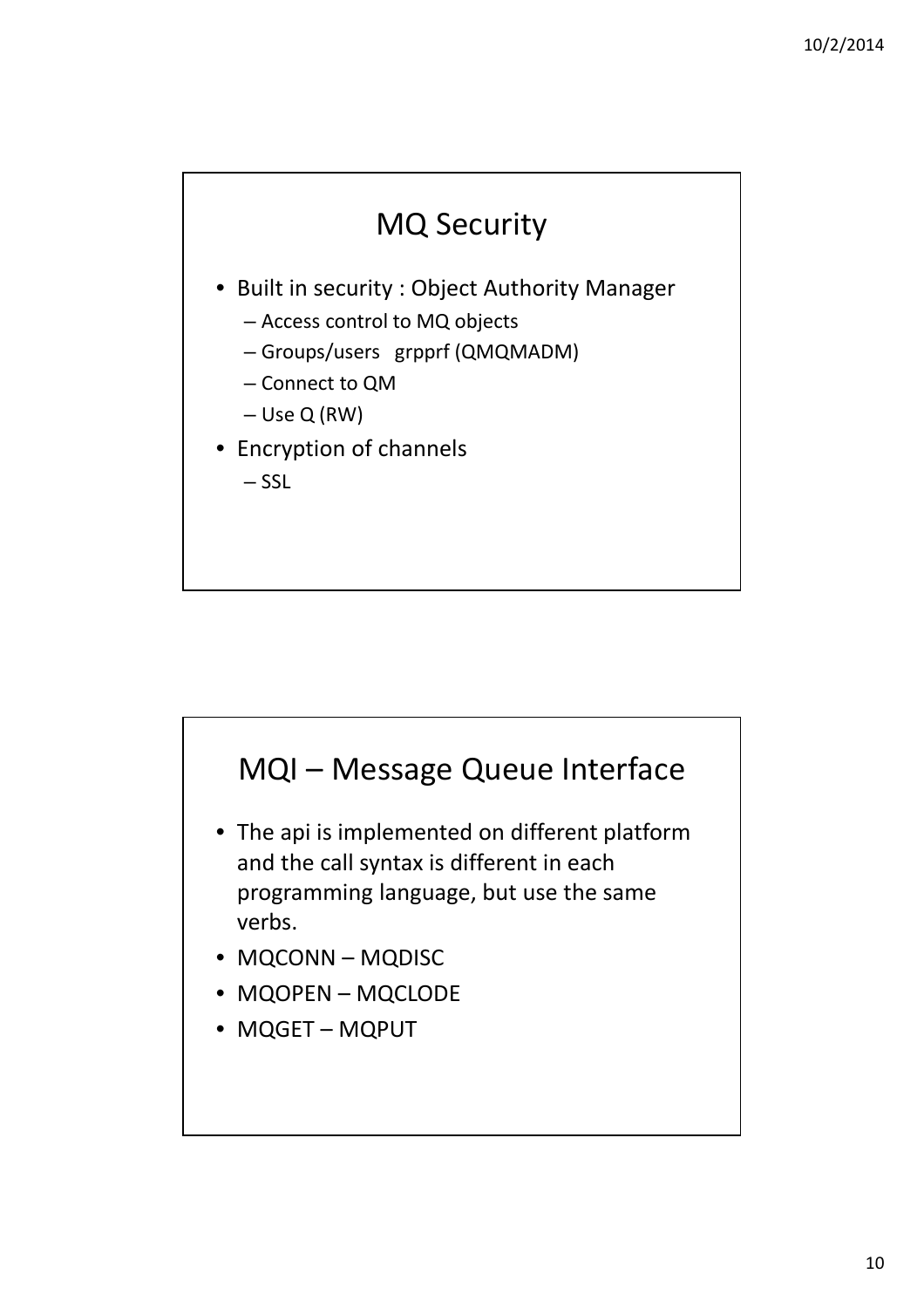## MQ Security

- Built in security : Object Authority Manager
  - Access control to MQ objects
  - Groups/users grpprf (QMQMADM)
  - Connect to QM
  - Use Q (RW)
- Encryption of channels
  - SSL

## MQI – Message Queue Interface

- The api is implemented on different platform and the call syntax is different in each programming language, but use the same verbs.
- MQCONN – MQDISC
- MQOPEN – MQCLODE
- MQGET – MQPUT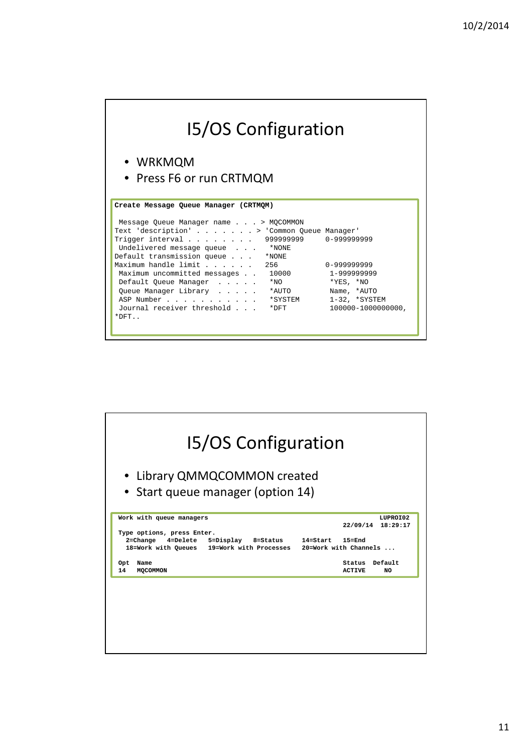# I5/OS Configuration

- WRKMQM
- Press F6 or run CRTMQM

```
Create Message Queue Manager (CRTMQM)

 Message Queue Manager name . . . > MQCOMMON
Text 'description' . . . . . . . > 'Common Queue Manager'
Trigger interval . . . . . . . .   999999999     0-999999999
 Undelivered message queue  . . .   *NONE
Default transmission queue . . .   *NONE
Maximum handle limit . . . . . .   256           0-999999999
 Maximum uncommitted messages . .   10000         1-999999999
 Default Queue Manager  . . . . .   *NO           *YES, *NO
 Queue Manager Library  . . . . .   *AUTO         Name, *AUTO
 ASP Number . . . . . . . . . . .   *SYSTEM       1-32, *SYSTEM
 Journal receiver threshold . . .   *DFT          100000-1000000000,
*DFT..
```

# I5/OS Configuration

- Library QMMQCOMMON created
- Start queue manager (option 14)

```
 Work with queue managers                                                LUPROI02
                                                              22/09/14  18:29:17
 Type options, press Enter.
   2=Change   4=Delete   5=Display   8=Status     14=Start   15=End
   18=Work with Queues   19=Work with Processes   20=Work with Channels ...

 Opt  Name                                                    Status  Default
 14   MQCOMMON                                                ACTIVE     NO
```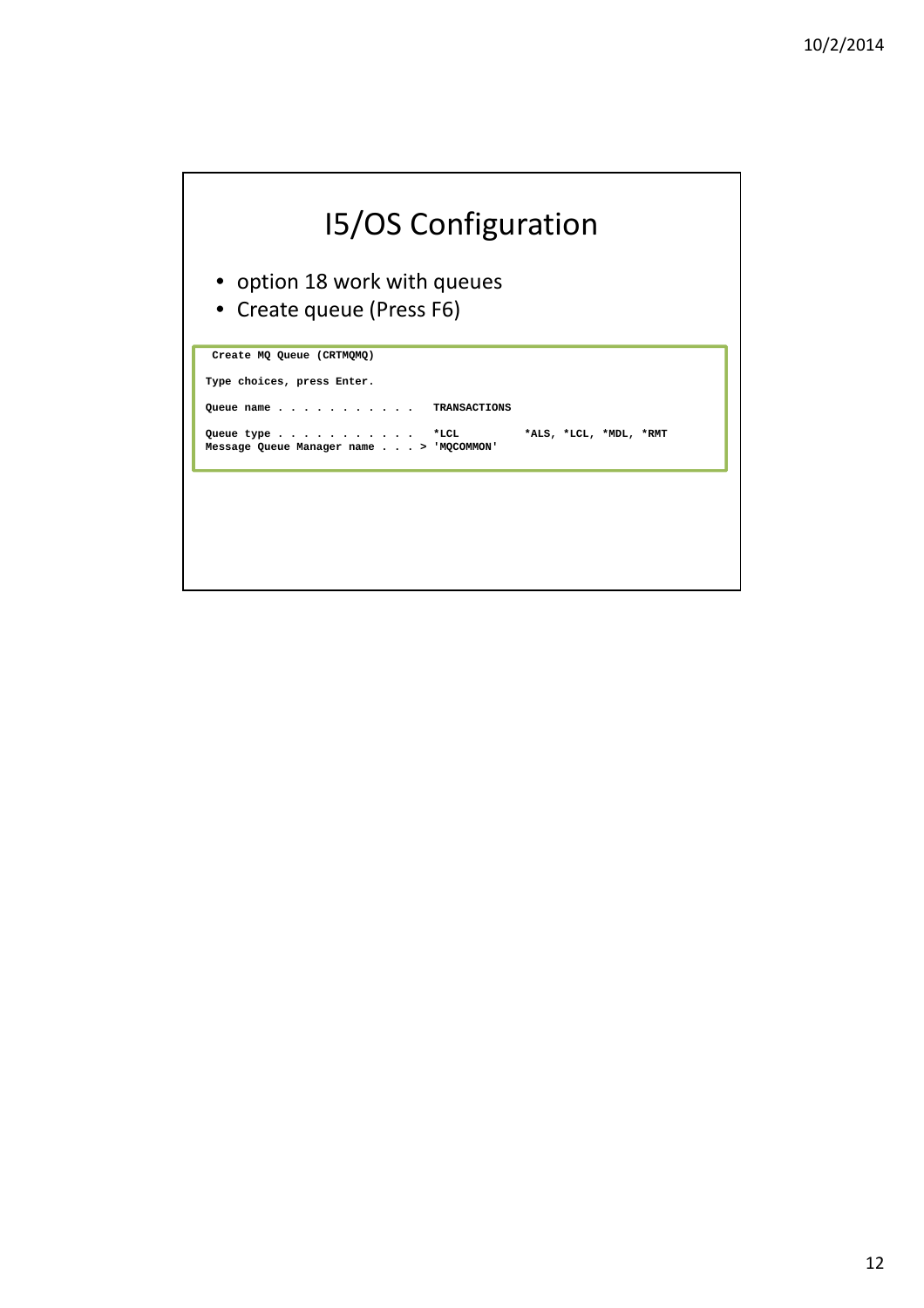# I5/OS Configuration

- option 18 work with queues
- Create queue (Press F6)

```
 Create MQ Queue (CRTMQMQ)

Type choices, press Enter.

Queue name . . . . . . . . . . .   TRANSACTIONS

Queue type . . . . . . . . . . .   *LCL           *ALS, *LCL, *MDL, *RMT
Message Queue Manager name . . . > 'MQCOMMON'
```